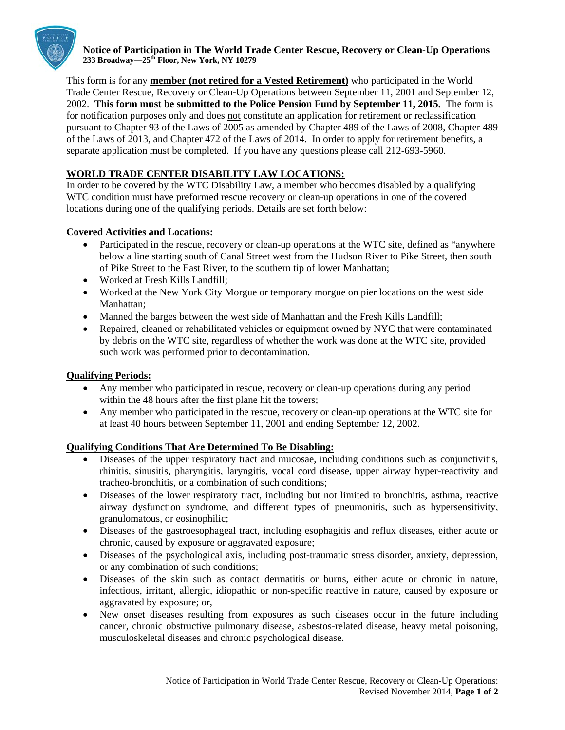# Notice of Participation in The World Trade Center Rescue, Recovery or Clean-Up Operations

**233 Broadway—25th Floor, New York, NY 10279**

This form is for any **member (not retired for a Vested Retirement)** who participated in the World Trade Center Rescue, Recovery or Clean-Up Operations between September 11, 2001 and September 12, 2002. **This form must be submitted to the Police Pension Fund by September 11, 2015.** The form is for notification purposes only and does not constitute an application for retirement or reclassification pursuant to Chapter 93 of the Laws of 2005 as amended by Chapter 489 of the Laws of 2008, Chapter 489 of the Laws of 2013, and Chapter 472 of the Laws of 2014. In order to apply for retirement benefits, a separate application must be completed. If you have any questions please call 212-693-5960.

## WORLD TRADE CENTER DISABILITY LAW LOCATIONS:

In order to be covered by the WTC Disability Law, a member who becomes disabled by a qualifying WTC condition must have preformed rescue recovery or clean-up operations in one of the covered locations during one of the qualifying periods. Details are set forth below:

### Covered Activities and Locations:

- Participated in the rescue, recovery or clean-up operations at the WTC site, defined as "anywhere below a line starting south of Canal Street west from the Hudson River to Pike Street, then south of Pike Street to the East River, to the southern tip of lower Manhattan;
- Worked at Fresh Kills Landfill;
- Worked at the New York City Morgue or temporary morgue on pier locations on the west side Manhattan;
- Manned the barges between the west side of Manhattan and the Fresh Kills Landfill;
- Repaired, cleaned or rehabilitated vehicles or equipment owned by NYC that were contaminated by debris on the WTC site, regardless of whether the work was done at the WTC site, provided such work was performed prior to decontamination.

### Qualifying Periods:

- Any member who participated in rescue, recovery or clean-up operations during any period within the 48 hours after the first plane hit the towers;
- Any member who participated in the rescue, recovery or clean-up operations at the WTC site for at least 40 hours between September 11, 2001 and ending September 12, 2002.

### Qualifying Conditions That Are Determined To Be Disabling:

- Diseases of the upper respiratory tract and mucosae, including conditions such as conjunctivitis, rhinitis, sinusitis, pharyngitis, laryngitis, vocal cord disease, upper airway hyper-reactivity and tracheo-bronchitis, or a combination of such conditions;
- Diseases of the lower respiratory tract, including but not limited to bronchitis, asthma, reactive airway dysfunction syndrome, and different types of pneumonitis, such as hypersensitivity, granulomatous, or eosinophilic;
- Diseases of the gastroesophageal tract, including esophagitis and reflux diseases, either acute or chronic, caused by exposure or aggravated exposure;
- Diseases of the psychological axis, including post-traumatic stress disorder, anxiety, depression, or any combination of such conditions;
- Diseases of the skin such as contact dermatitis or burns, either acute or chronic in nature, infectious, irritant, allergic, idiopathic or non-specific reactive in nature, caused by exposure or aggravated by exposure; or,
- New onset diseases resulting from exposures as such diseases occur in the future including cancer, chronic obstructive pulmonary disease, asbestos-related disease, heavy metal poisoning, musculoskeletal diseases and chronic psychological disease.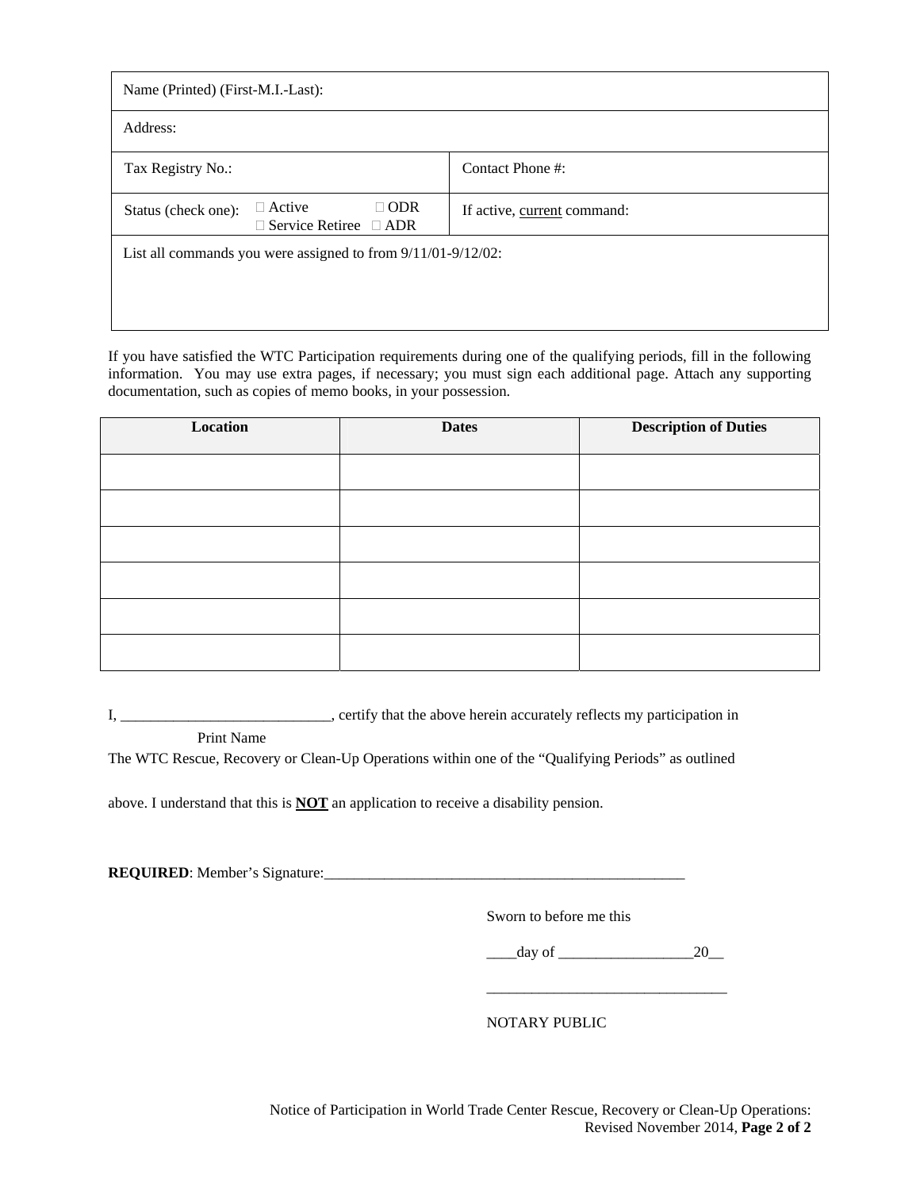| Name (Printed) (First-M.I.-Last): | |
|---|---|
| Address: | |
| Tax Registry No.: | Contact Phone #: |
| Status (check one): ☐ Active ☐ ODR ☐ Service Retiree ☐ ADR | If active, <u>current</u> command: |
| List all commands you were assigned to from 9/11/01-9/12/02: | |

If you have satisfied the WTC Participation requirements during one of the qualifying periods, fill in the following information. You may use extra pages, if necessary; you must sign each additional page. Attach any supporting documentation, such as copies of memo books, in your possession.

| Location | Dates | Description of Duties |
|---|---|---|
| | | |
| | | |
| | | |
| | | |
| | | |
| | | |

I, ____________________________, certify that the above herein accurately reflects my participation in
Print Name
The WTC Rescue, Recovery or Clean-Up Operations within one of the "Qualifying Periods" as outlined

above. I understand that this is **<u>NOT</u>** an application to receive a disability pension.

**REQUIRED**: Member's Signature:___________________________________________________

Sworn to before me this

____day of __________________20__

________________________________

NOTARY PUBLIC

Notice of Participation in World Trade Center Rescue, Recovery or Clean-Up Operations:
Revised November 2014